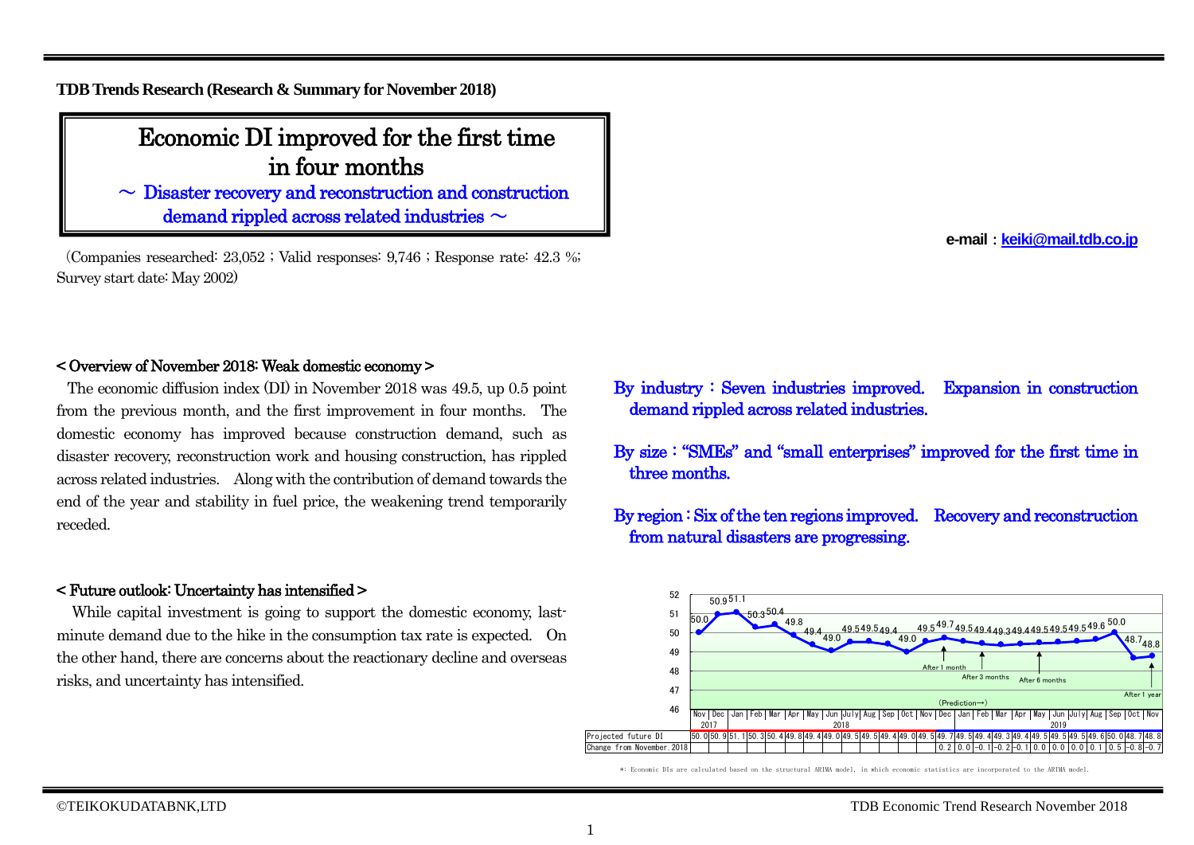**TDB Trends Research (Research & Summary for November 2018)**

# Economic DI improved for the first time in four months

## ～ Disaster recovery and reconstruction and construction demand rippled across related industries ～

（Companies researched: 23,052 ; Valid responses: 9,746 ; Response rate: 42.3 %; Survey start date: May 2002）

**e-mail：keiki@mail.tdb.co.jp**

### < Overview of November 2018: Weak domestic economy >

The economic diffusion index (DI) in November 2018 was 49.5, up 0.5 point from the previous month, and the first improvement in four months. The domestic economy has improved because construction demand, such as disaster recovery, reconstruction work and housing construction, has rippled across related industries. Along with the contribution of demand towards the end of the year and stability in fuel price, the weakening trend temporarily receded.

### < Future outlook: Uncertainty has intensified >

While capital investment is going to support the domestic economy, last-minute demand due to the hike in the consumption tax rate is expected. On the other hand, there are concerns about the reactionary decline and overseas risks, and uncertainty has intensified.

**By industry：Seven industries improved. Expansion in construction demand rippled across related industries.**

**By size：“SMEs” and “small enterprises” improved for the first time in three months.**

**By region：Six of the ten regions improved. Recovery and reconstruction from natural disasters are progressing.**

| | Nov 2017 | Dec | Jan 2018 | Feb | Mar | Apr | May | Jun | July | Aug | Sep | Oct | Nov | Dec | Jan 2019 | Feb | Mar | Apr | May | Jun | July | Aug | Sep | Oct | Nov |
|---|---|---|---|---|---|---|---|---|---|---|---|---|---|---|---|---|---|---|---|---|---|---|---|---|---|
| Projected future DI | 50.0 | 50.9 | 51.1 | 50.3 | 50.4 | 49.8 | 49.4 | 49.0 | 49.5 | 49.5 | 49.4 | 49.0 | 49.5 | 49.7 | 49.5 | 49.4 | 49.3 | 49.4 | 49.5 | 49.5 | 49.5 | 49.6 | 50.0 | 48.7 | 48.8 |
| Change from November 2018 | | | | | | | | | | | | | | 0.2 | 0.0 | -0.1 | -0.2 | -0.1 | 0.0 | 0.0 | 0.0 | 0.1 | 0.5 | -0.8 | -0.7 |

(Prediction→) After 1 month; After 3 months; After 6 months; After 1 year

*: Economic DIs are calculated based on the structural ARIMA model, in which economic statistics are incorporated to the ARIMA model.

©TEIKOKUDATABNK,LTD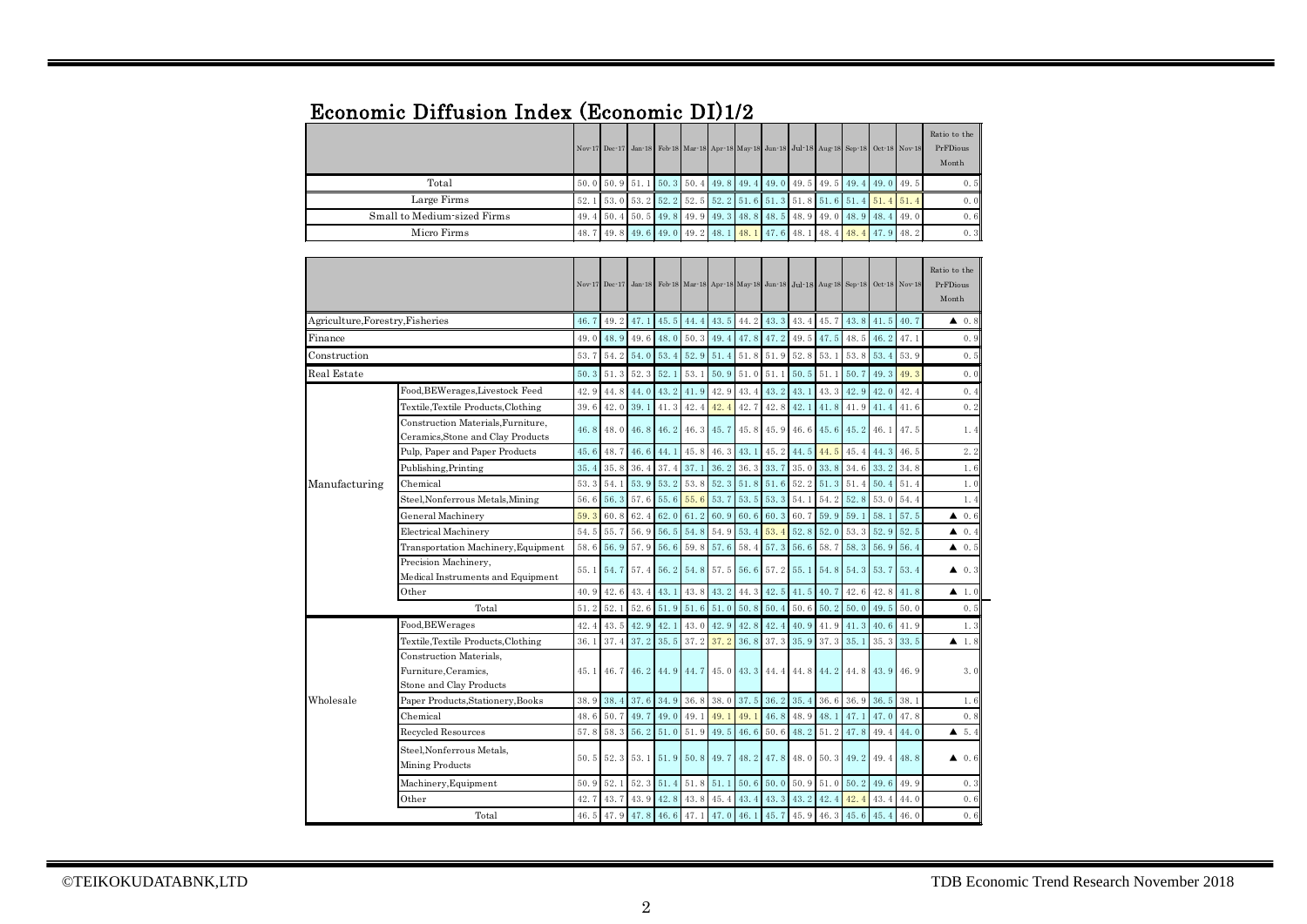## Economic Diffusion Index (Economic DI)1/2

| | Nov-17 | Dec-17 | Jan-18 | Feb-18 | Mar-18 | Apr-18 | May-18 | Jun-18 | Jul-18 | Aug-18 | Sep-18 | Oct-18 | Nov-18 | Ratio to the PrFDious Month |
|---|---|---|---|---|---|---|---|---|---|---|---|---|---|---|
| Total | 50.0 | 50.9 | 51.1 | 50.3 | 50.4 | 49.8 | 49.4 | 49.0 | 49.5 | 49.5 | 49.4 | 49.0 | 49.5 | 0.5 |
| Large Firms | 52.1 | 53.0 | 53.2 | 52.2 | 52.5 | 52.2 | 51.6 | 51.3 | 51.8 | 51.6 | 51.4 | 51.4 | 51.4 | 0.0 |
| Small to Medium-sized Firms | 49.4 | 50.4 | 50.5 | 49.8 | 49.9 | 49.3 | 48.8 | 48.5 | 48.9 | 49.0 | 48.9 | 48.4 | 49.0 | 0.6 |
| Micro Firms | 48.7 | 49.8 | 49.6 | 49.0 | 49.2 | 48.1 | 48.1 | 47.6 | 48.1 | 48.4 | 48.4 | 47.9 | 48.2 | 0.3 |

| | | Nov-17 | Dec-17 | Jan-18 | Feb-18 | Mar-18 | Apr-18 | May-18 | Jun-18 | Jul-18 | Aug-18 | Sep-18 | Oct-18 | Nov-18 | Ratio to the PrFDious Month |
|---|---|---|---|---|---|---|---|---|---|---|---|---|---|---|---|
| Agriculture,Forestry,Fisheries | | 46.7 | 49.2 | 47.1 | 45.5 | 44.4 | 43.5 | 44.2 | 43.3 | 43.4 | 45.7 | 43.8 | 41.5 | 40.7 | ▲ 0.8 |
| Finance | | 49.0 | 48.9 | 49.6 | 48.0 | 50.3 | 49.4 | 47.8 | 47.2 | 49.5 | 47.5 | 48.5 | 46.2 | 47.1 | 0.9 |
| Construction | | 53.7 | 54.2 | 54.0 | 53.4 | 52.9 | 51.4 | 51.8 | 51.9 | 52.8 | 53.1 | 53.8 | 53.4 | 53.9 | 0.5 |
| Real Estate | | 50.3 | 51.3 | 52.3 | 52.1 | 53.1 | 50.9 | 51.0 | 51.1 | 50.5 | 51.1 | 50.7 | 49.3 | 49.3 | 0.0 |
| Manufacturing | Food,BEWerages,Livestock Feed | 42.9 | 44.8 | 44.0 | 43.2 | 41.9 | 42.9 | 43.4 | 43.2 | 43.1 | 43.3 | 42.9 | 42.0 | 42.4 | 0.4 |
| | Textile,Textile Products,Clothing | 39.6 | 42.0 | 39.1 | 41.3 | 42.4 | 42.4 | 42.7 | 42.8 | 42.1 | 41.8 | 41.9 | 41.4 | 41.6 | 0.2 |
| | Construction Materials,Furniture, Ceramics,Stone and Clay Products | 46.8 | 48.0 | 46.8 | 46.2 | 46.3 | 45.7 | 45.8 | 45.9 | 46.6 | 45.6 | 45.2 | 46.1 | 47.5 | 1.4 |
| | Pulp, Paper and Paper Products | 45.6 | 48.7 | 46.6 | 44.1 | 45.8 | 46.3 | 43.1 | 45.2 | 44.5 | 44.5 | 45.4 | 44.3 | 46.5 | 2.2 |
| | Publishing,Printing | 35.4 | 35.8 | 36.4 | 37.4 | 37.1 | 36.2 | 36.3 | 33.7 | 35.0 | 33.8 | 34.6 | 33.2 | 34.8 | 1.6 |
| | Chemical | 53.3 | 54.1 | 53.9 | 53.2 | 53.8 | 52.3 | 51.8 | 51.6 | 52.2 | 51.3 | 51.4 | 50.4 | 51.4 | 1.0 |
| | Steel,Nonferrous Metals,Mining | 56.6 | 56.3 | 57.6 | 55.6 | 55.6 | 53.7 | 53.5 | 53.3 | 54.1 | 54.2 | 52.8 | 53.0 | 54.4 | 1.4 |
| | General Machinery | 59.3 | 60.8 | 62.4 | 62.0 | 61.2 | 60.9 | 60.6 | 60.3 | 60.7 | 59.9 | 59.1 | 58.1 | 57.5 | ▲ 0.6 |
| | Electrical Machinery | 54.5 | 55.7 | 56.9 | 56.5 | 54.8 | 54.9 | 53.4 | 53.4 | 52.8 | 52.0 | 53.3 | 52.9 | 52.5 | ▲ 0.4 |
| | Transportation Machinery,Equipment | 58.6 | 56.9 | 57.9 | 56.6 | 59.8 | 57.6 | 58.4 | 57.3 | 56.6 | 58.7 | 58.3 | 56.9 | 56.4 | ▲ 0.5 |
| | Precision Machinery, Medical Instruments and Equipment | 55.1 | 54.7 | 57.4 | 56.2 | 54.8 | 57.5 | 56.6 | 57.2 | 55.1 | 54.8 | 54.3 | 53.7 | 53.4 | ▲ 0.3 |
| | Other | 40.9 | 42.6 | 43.4 | 43.1 | 43.8 | 43.2 | 44.3 | 42.5 | 41.5 | 40.7 | 42.6 | 42.8 | 41.8 | ▲ 1.0 |
| | Total | 51.2 | 52.1 | 52.6 | 51.9 | 51.6 | 51.0 | 50.8 | 50.4 | 50.6 | 50.2 | 50.0 | 49.5 | 50.0 | 0.5 |
| Wholesale | Food,BEWerages | 42.4 | 43.5 | 42.9 | 42.1 | 43.0 | 42.9 | 42.8 | 42.4 | 40.9 | 41.9 | 41.3 | 40.6 | 41.9 | 1.3 |
| | Textile,Textile Products,Clothing | 36.1 | 37.4 | 37.2 | 35.5 | 37.2 | 37.2 | 36.8 | 37.3 | 35.9 | 37.3 | 35.1 | 35.3 | 33.5 | ▲ 1.8 |
| | Construction Materials, Furniture,Ceramics, Stone and Clay Products | 45.1 | 46.7 | 46.2 | 44.9 | 44.7 | 45.0 | 43.3 | 44.4 | 44.8 | 44.2 | 44.8 | 43.9 | 46.9 | 3.0 |
| | Paper Products,Stationery,Books | 38.9 | 38.4 | 37.6 | 34.9 | 36.8 | 38.0 | 37.5 | 36.2 | 35.4 | 36.6 | 36.9 | 36.5 | 38.1 | 1.6 |
| | Chemical | 48.6 | 50.7 | 49.7 | 49.0 | 49.1 | 49.1 | 49.1 | 46.8 | 48.9 | 48.1 | 47.1 | 47.0 | 47.8 | 0.8 |
| | Recycled Resources | 57.8 | 58.3 | 56.2 | 51.0 | 51.9 | 49.5 | 46.6 | 50.6 | 48.2 | 51.2 | 47.8 | 49.4 | 44.0 | ▲ 5.4 |
| | Steel,Nonferrous Metals, Mining Products | 50.5 | 52.3 | 53.1 | 51.9 | 50.8 | 49.7 | 48.2 | 47.8 | 48.0 | 50.3 | 49.2 | 49.4 | 48.8 | ▲ 0.6 |
| | Machinery,Equipment | 50.9 | 52.1 | 52.3 | 51.4 | 51.8 | 51.1 | 50.6 | 50.0 | 50.9 | 51.0 | 50.2 | 49.6 | 49.9 | 0.3 |
| | Other | 42.7 | 43.7 | 43.9 | 42.8 | 43.8 | 45.4 | 43.4 | 43.3 | 43.2 | 42.4 | 42.4 | 43.4 | 44.0 | 0.6 |
| | Total | 46.5 | 47.9 | 47.8 | 46.6 | 47.1 | 47.0 | 46.1 | 45.7 | 45.9 | 46.3 | 45.6 | 45.4 | 46.0 | 0.6 |

©TEIKOKUDATABNK,LTD

TDB Economic Trend Research November 2018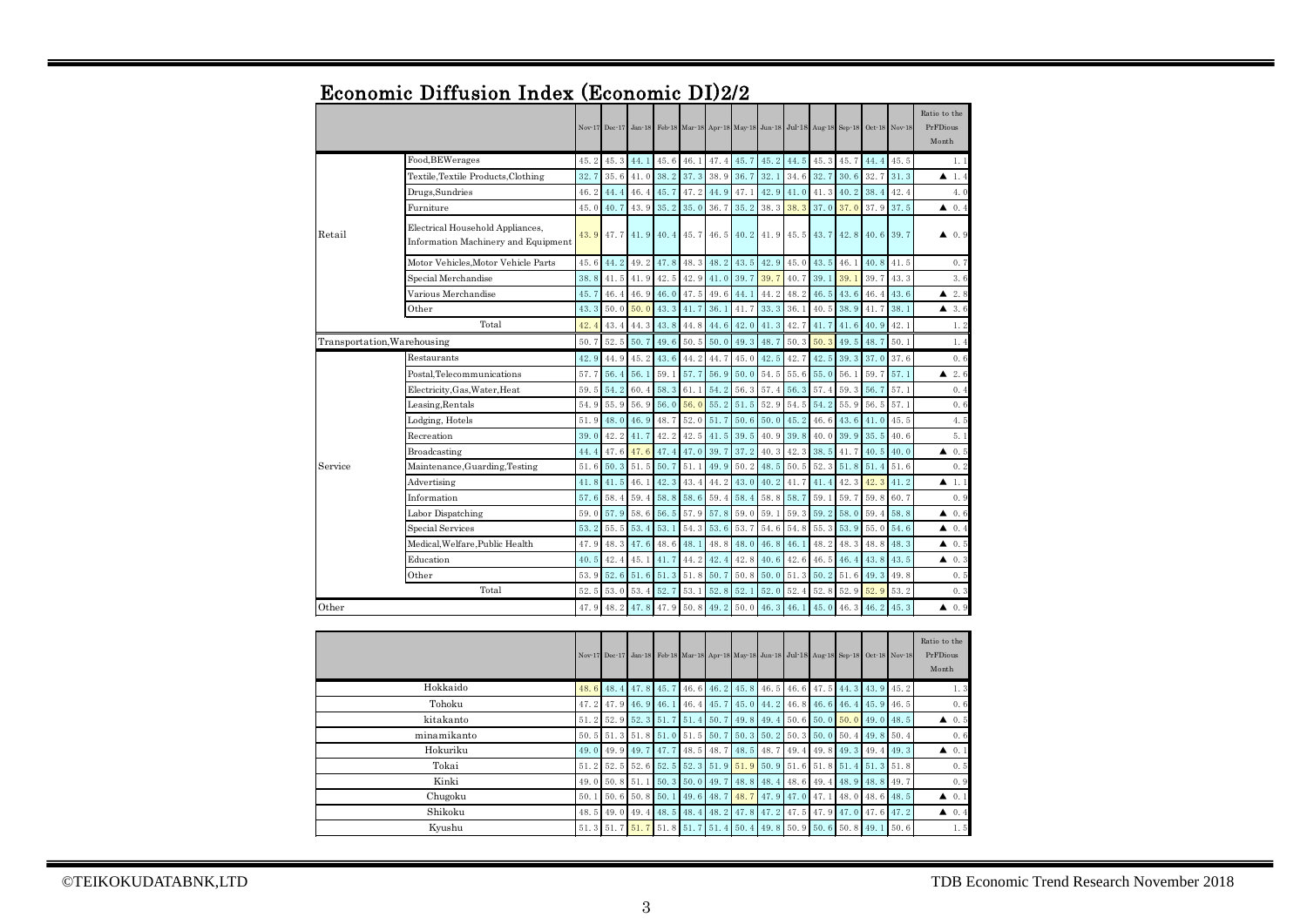## Economic Diffusion Index (Economic DI)2/2

| | | Nov-17 | Dec-17 | Jan-18 | Feb-18 | Mar-18 | Apr-18 | May-18 | Jun-18 | Jul-18 | Aug-18 | Sep-18 | Oct-18 | Nov-18 | Ratio to the PrFDious Month |
|---|---|---|---|---|---|---|---|---|---|---|---|---|---|---|---|
| Retail | Food,BEWerages | 45.2 | 45.3 | 44.1 | 45.6 | 46.1 | 47.4 | 45.7 | 45.2 | 44.5 | 45.3 | 45.7 | 44.4 | 45.5 | 1.1 |
| | Textile,Textile Products,Clothing | 32.7 | 35.6 | 41.0 | 38.2 | 37.3 | 38.9 | 36.7 | 32.1 | 34.6 | 32.7 | 30.6 | 32.7 | 31.3 | ▲ 1.4 |
| | Drugs,Sundries | 46.2 | 44.4 | 46.4 | 45.7 | 47.2 | 44.9 | 47.1 | 42.9 | 41.0 | 41.3 | 40.2 | 38.4 | 42.4 | 4.0 |
| | Furniture | 45.0 | 40.7 | 43.9 | 35.2 | 35.0 | 36.7 | 35.2 | 38.3 | 38.3 | 37.0 | 37.0 | 37.9 | 37.5 | ▲ 0.4 |
| | Electrical Household Appliances, Information Machinery and Equipment | 43.9 | 47.7 | 41.9 | 40.4 | 45.7 | 46.5 | 40.2 | 41.9 | 45.5 | 43.7 | 42.8 | 40.6 | 39.7 | ▲ 0.9 |
| | Motor Vehicles,Motor Vehicle Parts | 45.6 | 44.2 | 49.2 | 47.8 | 48.3 | 48.2 | 43.5 | 42.9 | 45.0 | 43.5 | 46.1 | 40.8 | 41.5 | 0.7 |
| | Special Merchandise | 38.8 | 41.5 | 41.9 | 42.5 | 42.9 | 41.0 | 39.7 | 39.7 | 40.7 | 39.1 | 39.1 | 39.7 | 43.3 | 3.6 |
| | Various Merchandise | 45.7 | 46.4 | 46.9 | 46.0 | 47.5 | 49.6 | 44.1 | 44.2 | 48.2 | 46.5 | 43.6 | 46.4 | 43.6 | ▲ 2.8 |
| | Other | 43.3 | 50.0 | 50.0 | 43.3 | 41.7 | 36.1 | 41.7 | 33.3 | 36.1 | 40.5 | 38.9 | 41.7 | 38.1 | ▲ 3.6 |
| | Total | 42.4 | 43.4 | 44.3 | 43.8 | 44.8 | 44.6 | 42.0 | 41.3 | 42.7 | 41.7 | 41.6 | 40.9 | 42.1 | 1.2 |
| Transportation,Warehousing | | 50.7 | 52.5 | 50.7 | 49.6 | 50.5 | 50.0 | 49.3 | 48.7 | 50.3 | 50.3 | 49.5 | 48.7 | 50.1 | 1.4 |
| Service | Restaurants | 42.9 | 44.9 | 45.2 | 43.6 | 44.2 | 44.7 | 45.0 | 42.5 | 42.7 | 42.5 | 39.3 | 37.0 | 37.6 | 0.6 |
| | Postal,Telecommunications | 57.7 | 56.4 | 56.1 | 59.1 | 57.7 | 56.9 | 50.0 | 54.5 | 55.6 | 55.0 | 56.1 | 59.7 | 57.1 | ▲ 2.6 |
| | Electricity,Gas,Water,Heat | 59.5 | 54.2 | 60.4 | 58.3 | 61.1 | 54.2 | 56.3 | 57.4 | 56.3 | 57.4 | 59.3 | 56.7 | 57.1 | 0.4 |
| | Leasing,Rentals | 54.9 | 55.9 | 56.9 | 56.0 | 56.0 | 55.2 | 51.5 | 52.9 | 54.5 | 54.2 | 55.9 | 56.5 | 57.1 | 0.6 |
| | Lodging, Hotels | 51.9 | 48.0 | 46.9 | 48.7 | 52.0 | 51.7 | 50.6 | 50.0 | 45.2 | 46.6 | 43.6 | 41.0 | 45.5 | 4.5 |
| | Recreation | 39.0 | 42.2 | 41.7 | 42.2 | 42.5 | 41.5 | 39.5 | 40.9 | 39.8 | 40.0 | 39.9 | 35.5 | 40.6 | 5.1 |
| | Broadcasting | 44.4 | 47.6 | 47.6 | 47.4 | 47.0 | 39.7 | 37.2 | 40.3 | 42.3 | 38.5 | 41.7 | 40.5 | 40.0 | ▲ 0.5 |
| | Maintenance,Guarding,Testing | 51.6 | 50.3 | 51.5 | 50.7 | 51.1 | 49.9 | 50.2 | 48.5 | 50.5 | 52.3 | 51.8 | 51.4 | 51.6 | 0.2 |
| | Advertising | 41.8 | 41.5 | 46.1 | 42.3 | 43.4 | 44.2 | 43.0 | 40.2 | 41.7 | 41.4 | 42.3 | 42.3 | 41.2 | ▲ 1.1 |
| | Information | 57.6 | 58.4 | 59.4 | 58.8 | 58.6 | 59.4 | 58.4 | 58.8 | 58.7 | 59.1 | 59.7 | 59.8 | 60.7 | 0.9 |
| | Labor Dispatching | 59.0 | 57.9 | 58.6 | 56.5 | 57.9 | 57.8 | 59.0 | 59.1 | 59.3 | 59.2 | 58.0 | 59.4 | 58.8 | ▲ 0.6 |
| | Special Services | 53.2 | 55.5 | 53.4 | 53.1 | 54.3 | 53.6 | 53.7 | 54.6 | 54.8 | 55.3 | 53.9 | 55.0 | 54.6 | ▲ 0.4 |
| | Medical,Welfare,Public Health | 47.9 | 48.3 | 47.6 | 48.6 | 48.1 | 48.8 | 48.0 | 46.8 | 46.1 | 48.2 | 48.3 | 48.8 | 48.3 | ▲ 0.5 |
| | Education | 40.5 | 42.4 | 45.1 | 41.7 | 44.2 | 42.4 | 42.8 | 40.6 | 42.6 | 46.5 | 46.4 | 43.8 | 43.5 | ▲ 0.3 |
| | Other | 53.9 | 52.6 | 51.6 | 51.3 | 51.8 | 50.7 | 50.8 | 50.0 | 51.3 | 50.2 | 51.6 | 49.3 | 49.8 | 0.5 |
| | Total | 52.5 | 53.0 | 53.4 | 52.7 | 53.1 | 52.8 | 52.1 | 52.0 | 52.4 | 52.8 | 52.9 | 52.9 | 53.2 | 0.3 |
| Other | | 47.9 | 48.2 | 47.8 | 47.9 | 50.8 | 49.2 | 50.0 | 46.3 | 46.1 | 45.0 | 46.3 | 46.2 | 45.3 | ▲ 0.9 |

| | Nov-17 | Dec-17 | Jan-18 | Feb-18 | Mar-18 | Apr-18 | May-18 | Jun-18 | Jul-18 | Aug-18 | Sep-18 | Oct-18 | Nov-18 | Ratio to the PrFDious Month |
|---|---|---|---|---|---|---|---|---|---|---|---|---|---|---|
| Hokkaido | 48.6 | 48.4 | 47.8 | 45.7 | 46.6 | 46.2 | 45.8 | 46.5 | 46.6 | 47.5 | 44.3 | 43.9 | 45.2 | 1.3 |
| Tohoku | 47.2 | 47.9 | 46.9 | 46.1 | 46.4 | 45.7 | 45.0 | 44.2 | 46.8 | 46.6 | 46.4 | 45.9 | 46.5 | 0.6 |
| kitakanto | 51.2 | 52.9 | 52.3 | 51.7 | 51.4 | 50.7 | 49.8 | 49.4 | 50.6 | 50.0 | 50.0 | 49.0 | 48.5 | ▲ 0.5 |
| minamikanto | 50.5 | 51.3 | 51.8 | 51.0 | 51.5 | 50.7 | 50.3 | 50.2 | 50.3 | 50.0 | 50.4 | 49.8 | 50.4 | 0.6 |
| Hokuriku | 49.0 | 49.9 | 49.7 | 47.7 | 48.5 | 48.7 | 48.5 | 48.7 | 49.4 | 49.8 | 49.3 | 49.4 | 49.3 | ▲ 0.1 |
| Tokai | 51.2 | 52.5 | 52.6 | 52.5 | 52.3 | 51.9 | 51.9 | 50.9 | 51.6 | 51.8 | 51.4 | 51.3 | 51.8 | 0.5 |
| Kinki | 49.0 | 50.8 | 51.1 | 50.3 | 50.0 | 49.7 | 48.8 | 48.4 | 48.6 | 49.4 | 48.9 | 48.8 | 49.7 | 0.9 |
| Chugoku | 50.1 | 50.6 | 50.8 | 50.1 | 49.6 | 48.7 | 48.7 | 47.9 | 47.0 | 47.1 | 48.0 | 48.6 | 48.5 | ▲ 0.1 |
| Shikoku | 48.5 | 49.0 | 49.4 | 48.5 | 48.4 | 48.2 | 47.8 | 47.2 | 47.5 | 47.9 | 47.0 | 47.6 | 47.2 | ▲ 0.4 |
| Kyushu | 51.3 | 51.7 | 51.7 | 51.8 | 51.7 | 51.4 | 50.4 | 49.8 | 50.9 | 50.6 | 50.8 | 49.1 | 50.6 | 1.5 |

©TEIKOKUDATABNK,LTD

TDB Economic Trend Research November 2018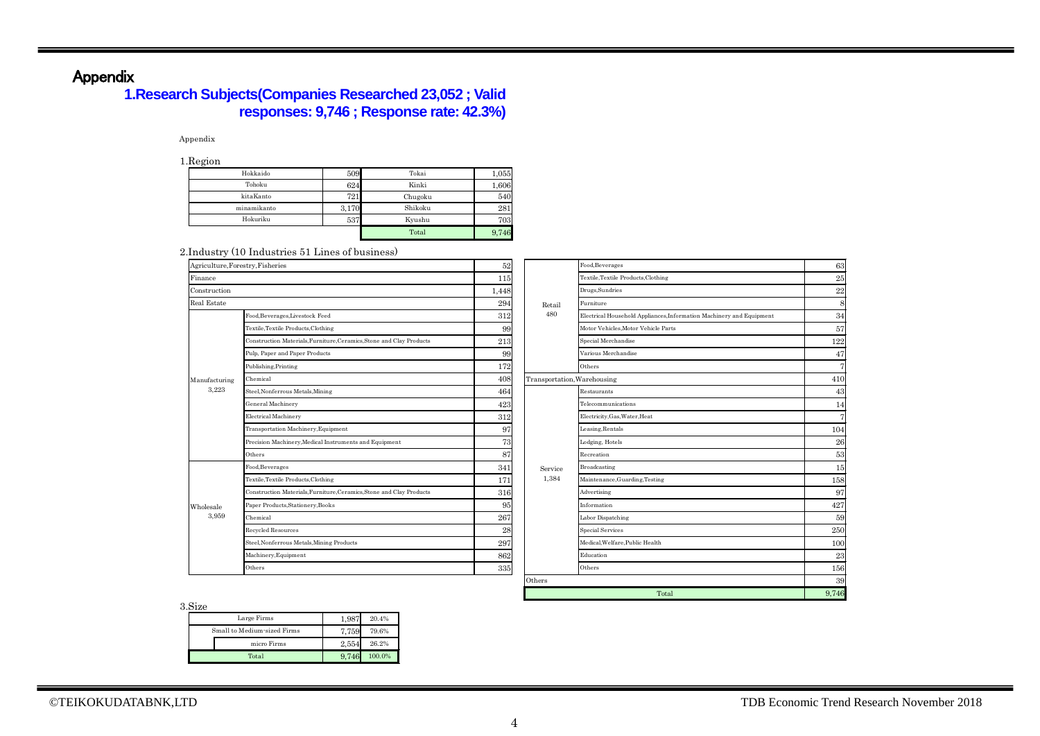# Appendix

## 1.Research Subjects(Companies Researched 23,052 ; Valid responses: 9,746 ; Response rate: 42.3%)

Appendix

### 1.Region

| Region | Count | Region | Count |
|---|---|---|---|
| Hokkaido | 509 | Tokai | 1,055 |
| Tohoku | 624 | Kinki | 1,606 |
| kitaKanto | 721 | Chugoku | 540 |
| minamikanto | 3,170 | Shikoku | 281 |
| Hokuriku | 537 | Kyushu | 703 |
| | | Total | 9,746 |

### 2.Industry (10 Industries 51 Lines of business)

| Industry | Line of business | Count |
|---|---|---|
| Agriculture,Forestry,Fisheries | | 52 |
| Finance | | 115 |
| Construction | | 1,448 |
| Real Estate | | 294 |
| Manufacturing 3,223 | Food,Beverages,Livestock Feed | 312 |
| | Textile,Textile Products,Clothing | 99 |
| | Construction Materials,Furniture,Ceramics,Stone and Clay Products | 213 |
| | Pulp, Paper and Paper Products | 99 |
| | Publishing,Printing | 172 |
| | Chemical | 408 |
| | Steel,Nonferrous Metals,Mining | 464 |
| | General Machinery | 423 |
| | Electrical Machinery | 312 |
| | Transportation Machinery,Equipment | 97 |
| | Precision Machinery,Medical Instruments and Equipment | 73 |
| | Others | 87 |
| Wholesale 3,959 | Food,Beverages | 341 |
| | Textile,Textile Products,Clothing | 171 |
| | Construction Materials,Furniture,Ceramics,Stone and Clay Products | 316 |
| | Paper Products,Stationery,Books | 95 |
| | Chemical | 267 |
| | Recycled Resources | 28 |
| | Steel,Nonferrous Metals,Mining Products | 297 |
| | Machinery,Equipment | 862 |
| | Others | 335 |
| Retail 480 | Food,Beverages | 63 |
| | Textile,Textile Products,Clothing | 25 |
| | Drugs,Sundries | 22 |
| | Furniture | 8 |
| | Electrical Household Appliances,Information Machinery and Equipment | 34 |
| | Motor Vehicles,Motor Vehicle Parts | 57 |
| | Special Merchandise | 122 |
| | Various Merchandise | 47 |
| | Others | 7 |
| Transportation,Warehousing | | 410 |
| Service 1,384 | Restaurants | 43 |
| | Telecommunications | 14 |
| | Electricity,Gas,Water,Heat | 7 |
| | Leasing,Rentals | 104 |
| | Lodging, Hotels | 26 |
| | Recreation | 53 |
| | Broadcasting | 15 |
| | Maintenance,Guarding,Testing | 158 |
| | Advertising | 97 |
| | Information | 427 |
| | Labor Dispatching | 59 |
| | Special Services | 250 |
| | Medical,Welfare,Public Health | 100 |
| | Education | 23 |
| | Others | 156 |
| Others | | 39 |
| Total | | 9,746 |

### 3.Size

| Size | Count | Share |
|---|---|---|
| Large Firms | 1,987 | 20.4% |
| Small to Medium-sized Firms | 7,759 | 79.6% |
| micro Firms | 2,554 | 26.2% |
| Total | 9,746 | 100.0% |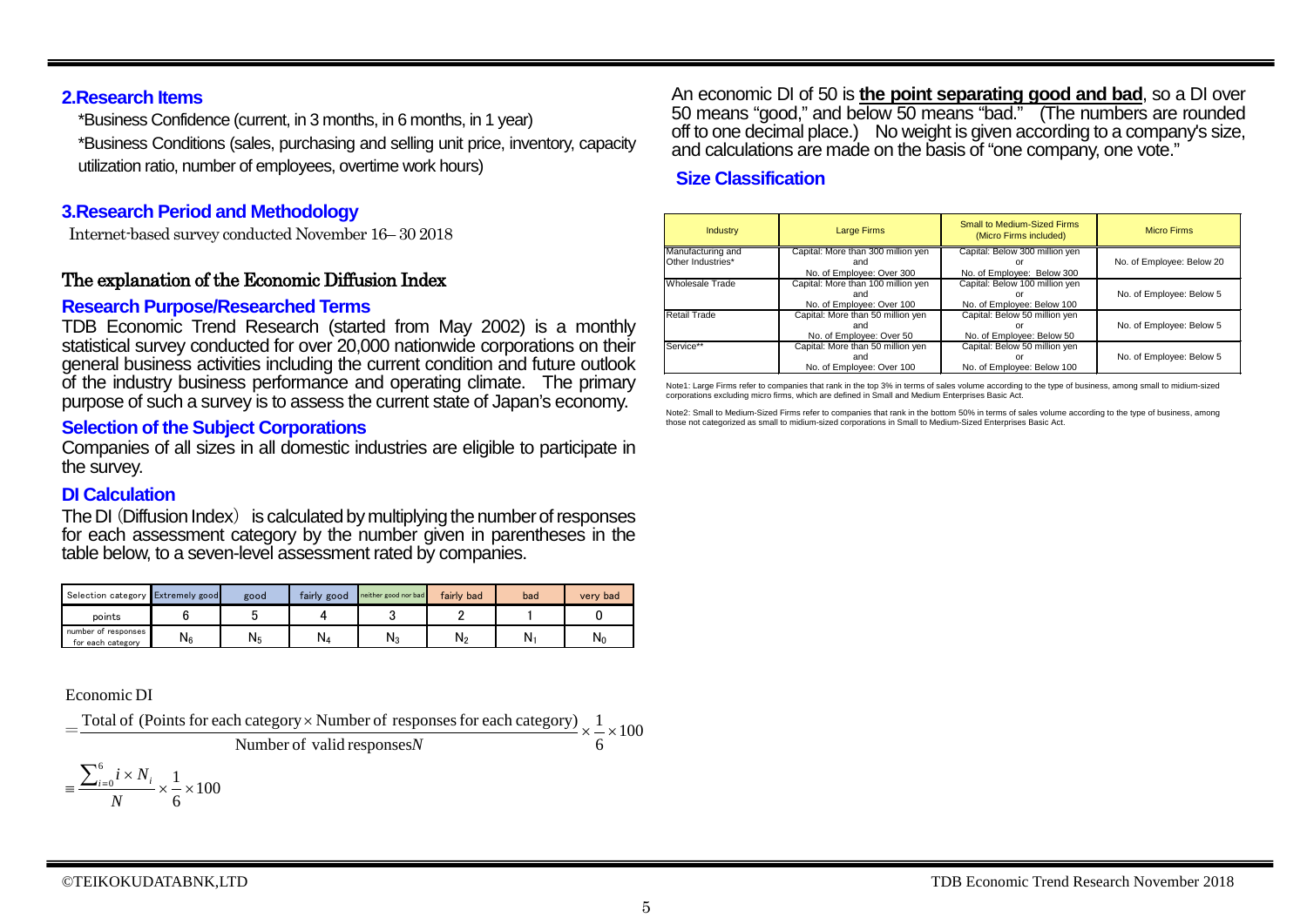## 2.Research Items

*Business Confidence (current, in 3 months, in 6 months, in 1 year)

*Business Conditions (sales, purchasing and selling unit price, inventory, capacity utilization ratio, number of employees, overtime work hours)

## 3.Research Period and Methodology

Internet-based survey conducted November 16– 30 2018

## The explanation of the Economic Diffusion Index

### Research Purpose/Researched Terms

TDB Economic Trend Research (started from May 2002) is a monthly statistical survey conducted for over 20,000 nationwide corporations on their general business activities including the current condition and future outlook of the industry business performance and operating climate. The primary purpose of such a survey is to assess the current state of Japan's economy.

### Selection of the Subject Corporations

Companies of all sizes in all domestic industries are eligible to participate in the survey.

### DI Calculation

The DI (Diffusion Index) is calculated by multiplying the number of responses for each assessment category by the number given in parentheses in the table below, to a seven-level assessment rated by companies.

| Selection category | Extremely good | good | fairly good | neither good nor bad | fairly bad | bad | very bad |
|---|---|---|---|---|---|---|---|
| points | 6 | 5 | 4 | 3 | 2 | 1 | 0 |
| number of responses for each category | $N_6$ | $N_5$ | $N_4$ | $N_3$ | $N_2$ | $N_1$ | $N_0$ |

Economic DI

$$= \frac{\text{Total of (Points for each category} \times \text{Number of responses for each category)}}{\text{Number of valid responses} N} \times \frac{1}{6} \times 100$$

$$\equiv \frac{\sum_{i=0}^{6} i \times N_i}{N} \times \frac{1}{6} \times 100$$

An economic DI of 50 is **the point separating good and bad**, so a DI over 50 means "good," and below 50 means "bad." (The numbers are rounded off to one decimal place.) No weight is given according to a company's size, and calculations are made on the basis of "one company, one vote."

### Size Classification

| Industry | Large Firms | Small to Medium-Sized Firms (Micro Firms included) | Micro Firms |
|---|---|---|---|
| Manufacturing and Other Industries* | Capital: More than 300 million yen and No. of Employee: Over 300 | Capital: Below 300 million yen or No. of Employee: Below 300 | No. of Employee: Below 20 |
| Wholesale Trade | Capital: More than 100 million yen and No. of Employee: Over 100 | Capital: Below 100 million yen or No. of Employee: Below 100 | No. of Employee: Below 5 |
| Retail Trade | Capital: More than 50 million yen and No. of Employee: Over 50 | Capital: Below 50 million yen or No. of Employee: Below 50 | No. of Employee: Below 5 |
| Service** | Capital: More than 50 million yen and No. of Employee: Over 100 | Capital: Below 50 million yen or No. of Employee: Below 100 | No. of Employee: Below 5 |

Note1: Large Firms refer to companies that rank in the top 3% in terms of sales volume according to the type of business, among small to midium-sized corporations excluding micro firms, which are defined in Small and Medium Enterprises Basic Act.

Note2: Small to Medium-Sized Firms refer to companies that rank in the bottom 50% in terms of sales volume according to the type of business, among those not categorized as small to midium-sized corporations in Small to Medium-Sized Enterprises Basic Act.

©TEIKOKUDATABNK,LTD